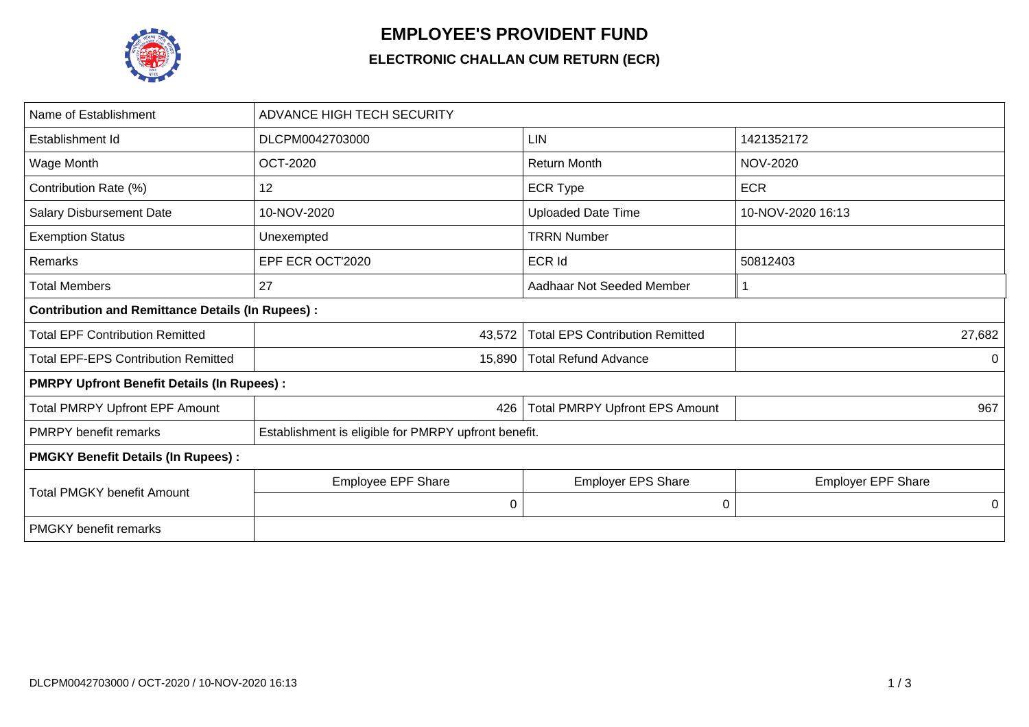# EMPLOYEE'S PROVIDENT FUND

## ELECTRONIC CHALLAN CUM RETURN (ECR)

| Name of Establishment | ADVANCE HIGH TECH SECURITY | | |
|---|---|---|---|
| Establishment Id | DLCPM0042703000 | LIN | 1421352172 |
| Wage Month | OCT-2020 | Return Month | NOV-2020 |
| Contribution Rate (%) | 12 | ECR Type | ECR |
| Salary Disbursement Date | 10-NOV-2020 | Uploaded Date Time | 10-NOV-2020 16:13 |
| Exemption Status | Unexempted | TRRN Number | |
| Remarks | EPF ECR OCT'2020 | ECR Id | 50812403 |
| Total Members | 27 | Aadhaar Not Seeded Member | 1 |
| **Contribution and Remittance Details (In Rupees) :** | | | |
| Total EPF Contribution Remitted | 43,572 | Total EPS Contribution Remitted | 27,682 |
| Total EPF-EPS Contribution Remitted | 15,890 | Total Refund Advance | 0 |
| **PMRPY Upfront Benefit Details (In Rupees) :** | | | |
| Total PMRPY Upfront EPF Amount | 426 | Total PMRPY Upfront EPS Amount | 967 |
| PMRPY benefit remarks | Establishment is eligible for PMRPY upfront benefit. | | |
| **PMGKY Benefit Details (In Rupees) :** | | | |
| Total PMGKY benefit Amount | Employee EPF Share | Employer EPS Share | Employer EPF Share |
| | 0 | 0 | 0 |
| PMGKY benefit remarks | | | |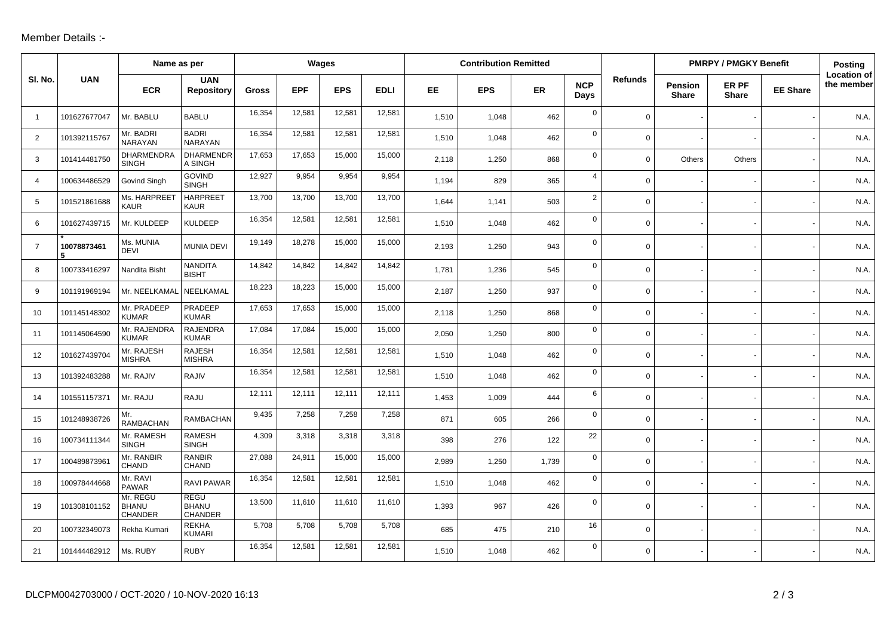Member Details :-

| Sl. No. | UAN | Name as per | | Wages | | | | Contribution Remitted | | | | Refunds | PMRPY / PMGKY Benefit | | | Posting Location of the member |
|---|---|---|---|---|---|---|---|---|---|---|---|---|---|---|---|---|
| | | ECR | UAN Repository | Gross | EPF | EPS | EDLI | EE | EPS | ER | NCP Days | | Pension Share | ER PF Share | EE Share | |
| 1 | 101627677047 | Mr. BABLU | BABLU | 16,354 | 12,581 | 12,581 | 12,581 | 1,510 | 1,048 | 462 | 0 | 0 | - | - | - | N.A. |
| 2 | 101392115767 | Mr. BADRI NARAYAN | BADRI NARAYAN | 16,354 | 12,581 | 12,581 | 12,581 | 1,510 | 1,048 | 462 | 0 | 0 | - | - | - | N.A. |
| 3 | 101414481750 | DHARMENDRA SINGH | DHARMENDRA SINGH | 17,653 | 17,653 | 15,000 | 15,000 | 2,118 | 1,250 | 868 | 0 | 0 | Others | Others | - | N.A. |
| 4 | 100634486529 | Govind Singh | GOVIND SINGH | 12,927 | 9,954 | 9,954 | 9,954 | 1,194 | 829 | 365 | 4 | 0 | - | - | - | N.A. |
| 5 | 101521861688 | Ms. HARPREET KAUR | HARPREET KAUR | 13,700 | 13,700 | 13,700 | 13,700 | 1,644 | 1,141 | 503 | 2 | 0 | - | - | - | N.A. |
| 6 | 101627439715 | Mr. KULDEEP | KULDEEP | 16,354 | 12,581 | 12,581 | 12,581 | 1,510 | 1,048 | 462 | 0 | 0 | - | - | - | N.A. |
| 7 | **\*100788734615** | Ms. MUNIA DEVI | MUNIA DEVI | 19,149 | 18,278 | 15,000 | 15,000 | 2,193 | 1,250 | 943 | 0 | 0 | - | - | - | N.A. |
| 8 | 100733416297 | Nandita Bisht | NANDITA BISHT | 14,842 | 14,842 | 14,842 | 14,842 | 1,781 | 1,236 | 545 | 0 | 0 | - | - | - | N.A. |
| 9 | 101191969194 | Mr. NEELKAMAL | NEELKAMAL | 18,223 | 18,223 | 15,000 | 15,000 | 2,187 | 1,250 | 937 | 0 | 0 | - | - | - | N.A. |
| 10 | 101145148302 | Mr. PRADEEP KUMAR | PRADEEP KUMAR | 17,653 | 17,653 | 15,000 | 15,000 | 2,118 | 1,250 | 868 | 0 | 0 | - | - | - | N.A. |
| 11 | 101145064590 | Mr. RAJENDRA KUMAR | RAJENDRA KUMAR | 17,084 | 17,084 | 15,000 | 15,000 | 2,050 | 1,250 | 800 | 0 | 0 | - | - | - | N.A. |
| 12 | 101627439704 | Mr. RAJESH MISHRA | RAJESH MISHRA | 16,354 | 12,581 | 12,581 | 12,581 | 1,510 | 1,048 | 462 | 0 | 0 | - | - | - | N.A. |
| 13 | 101392483288 | Mr. RAJIV | RAJIV | 16,354 | 12,581 | 12,581 | 12,581 | 1,510 | 1,048 | 462 | 0 | 0 | - | - | - | N.A. |
| 14 | 101551157371 | Mr. RAJU | RAJU | 12,111 | 12,111 | 12,111 | 12,111 | 1,453 | 1,009 | 444 | 6 | 0 | - | - | - | N.A. |
| 15 | 101248938726 | Mr. RAMBACHAN | RAMBACHAN | 9,435 | 7,258 | 7,258 | 7,258 | 871 | 605 | 266 | 0 | 0 | - | - | - | N.A. |
| 16 | 100734111344 | Mr. RAMESH SINGH | RAMESH SINGH | 4,309 | 3,318 | 3,318 | 3,318 | 398 | 276 | 122 | 22 | 0 | - | - | - | N.A. |
| 17 | 100489873961 | Mr. RANBIR CHAND | RANBIR CHAND | 27,088 | 24,911 | 15,000 | 15,000 | 2,989 | 1,250 | 1,739 | 0 | 0 | - | - | - | N.A. |
| 18 | 100978444668 | Mr. RAVI PAWAR | RAVI PAWAR | 16,354 | 12,581 | 12,581 | 12,581 | 1,510 | 1,048 | 462 | 0 | 0 | - | - | - | N.A. |
| 19 | 101308101152 | Mr. REGU BHANU CHANDER | REGU BHANU CHANDER | 13,500 | 11,610 | 11,610 | 11,610 | 1,393 | 967 | 426 | 0 | 0 | - | - | - | N.A. |
| 20 | 100732349073 | Rekha Kumari | REKHA KUMARI | 5,708 | 5,708 | 5,708 | 5,708 | 685 | 475 | 210 | 16 | 0 | - | - | - | N.A. |
| 21 | 101444482912 | Ms. RUBY | RUBY | 16,354 | 12,581 | 12,581 | 12,581 | 1,510 | 1,048 | 462 | 0 | 0 | - | - | - | N.A. |

DLCPM0042703000 / OCT-2020 / 10-NOV-2020 16:13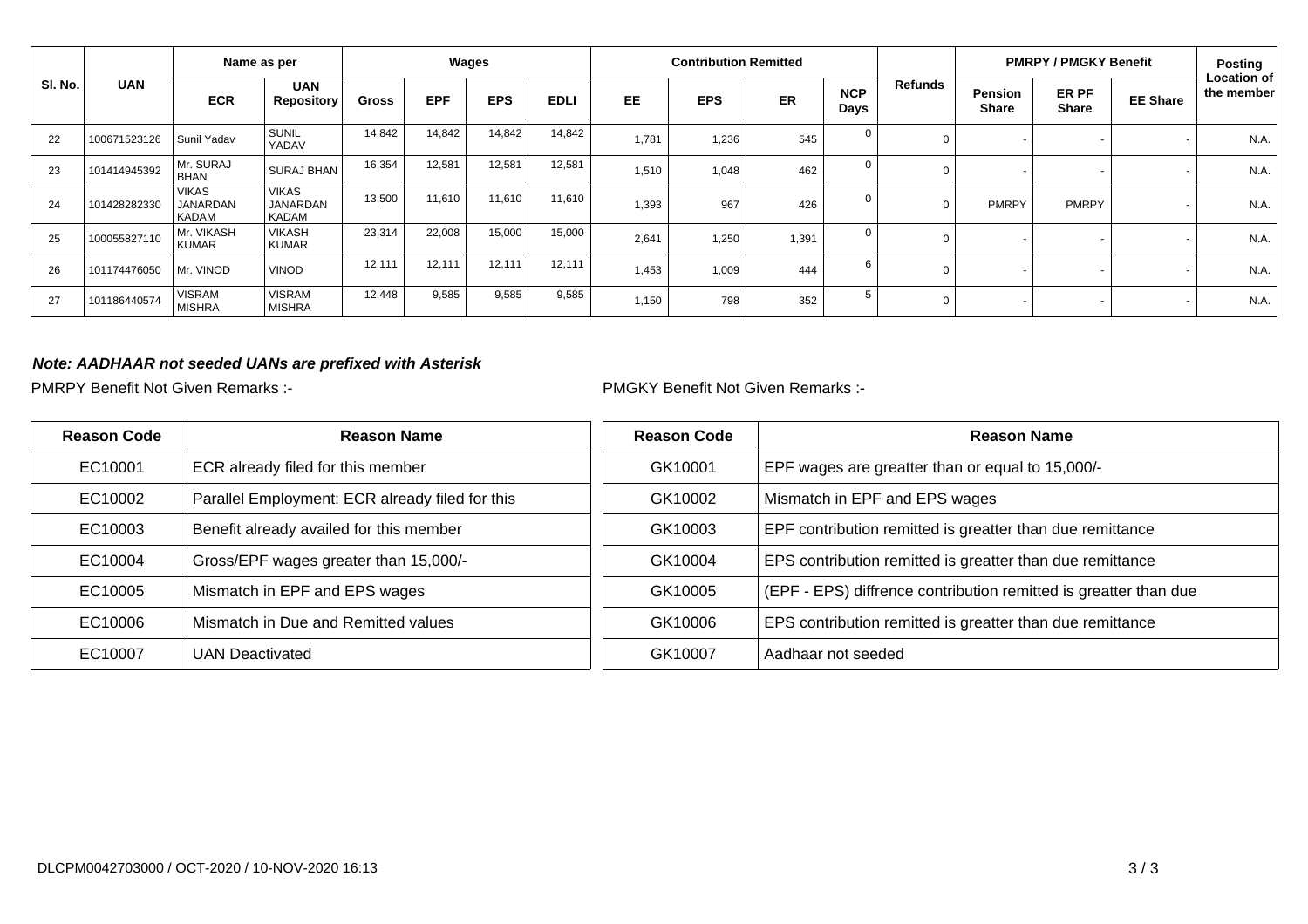| Sl. No. | UAN | Name as per | | Wages | | | | Contribution Remitted | | | | Refunds | PMRPY / PMGKY Benefit | | | Posting Location of the member |
|---|---|---|---|---|---|---|---|---|---|---|---|---|---|---|---|---|
| | | ECR | UAN Repository | Gross | EPF | EPS | EDLI | EE | EPS | ER | NCP Days | | Pension Share | ER PF Share | EE Share | |
| 22 | 100671523126 | Sunil Yadav | SUNIL YADAV | 14,842 | 14,842 | 14,842 | 14,842 | 1,781 | 1,236 | 545 | 0 | 0 | - | - | - | N.A. |
| 23 | 101414945392 | Mr. SURAJ BHAN | SURAJ BHAN | 16,354 | 12,581 | 12,581 | 12,581 | 1,510 | 1,048 | 462 | 0 | 0 | - | - | - | N.A. |
| 24 | 101428282330 | VIKAS JANARDAN KADAM | VIKAS JANARDAN KADAM | 13,500 | 11,610 | 11,610 | 11,610 | 1,393 | 967 | 426 | 0 | 0 | PMRPY | PMRPY | - | N.A. |
| 25 | 100055827110 | Mr. VIKASH KUMAR | VIKASH KUMAR | 23,314 | 22,008 | 15,000 | 15,000 | 2,641 | 1,250 | 1,391 | 0 | 0 | - | - | - | N.A. |
| 26 | 101174476050 | Mr. VINOD | VINOD | 12,111 | 12,111 | 12,111 | 12,111 | 1,453 | 1,009 | 444 | 6 | 0 | - | - | - | N.A. |
| 27 | 101186440574 | VISRAM MISHRA | VISRAM MISHRA | 12,448 | 9,585 | 9,585 | 9,585 | 1,150 | 798 | 352 | 5 | 0 | - | - | - | N.A. |

***Note: AADHAAR not seeded UANs are prefixed with Asterisk***

PMRPY Benefit Not Given Remarks :-

| Reason Code | Reason Name |
|---|---|
| EC10001 | ECR already filed for this member |
| EC10002 | Parallel Employment: ECR already filed for this |
| EC10003 | Benefit already availed for this member |
| EC10004 | Gross/EPF wages greater than 15,000/- |
| EC10005 | Mismatch in EPF and EPS wages |
| EC10006 | Mismatch in Due and Remitted values |
| EC10007 | UAN Deactivated |

PMGKY Benefit Not Given Remarks :-

| Reason Code | Reason Name |
|---|---|
| GK10001 | EPF wages are greatter than or equal to 15,000/- |
| GK10002 | Mismatch in EPF and EPS wages |
| GK10003 | EPF contribution remitted is greatter than due remittance |
| GK10004 | EPS contribution remitted is greatter than due remittance |
| GK10005 | (EPF - EPS) diffrence contribution remitted is greatter than due |
| GK10006 | EPS contribution remitted is greatter than due remittance |
| GK10007 | Aadhaar not seeded |

DLCPM0042703000 / OCT-2020 / 10-NOV-2020 16:13